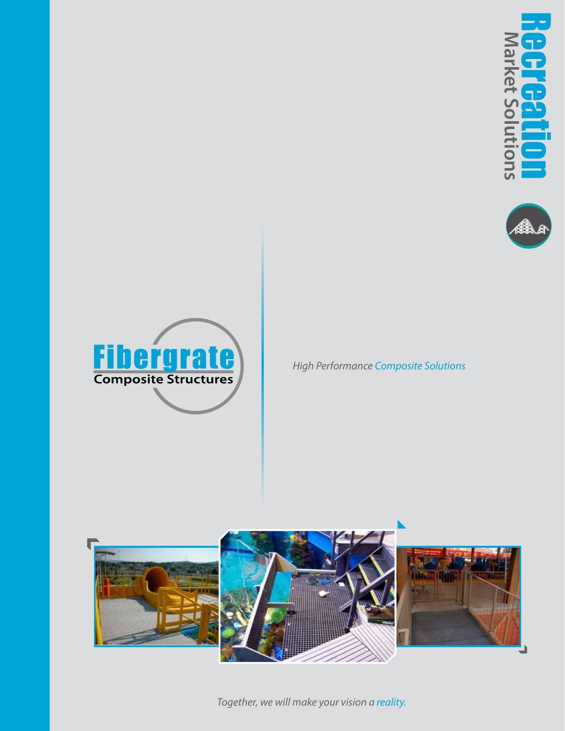# Recreation
## Market Solutions

Fibergrate
Composite Structures

*High Performance Composite Solutions*

*Together, we will make your vision a reality.*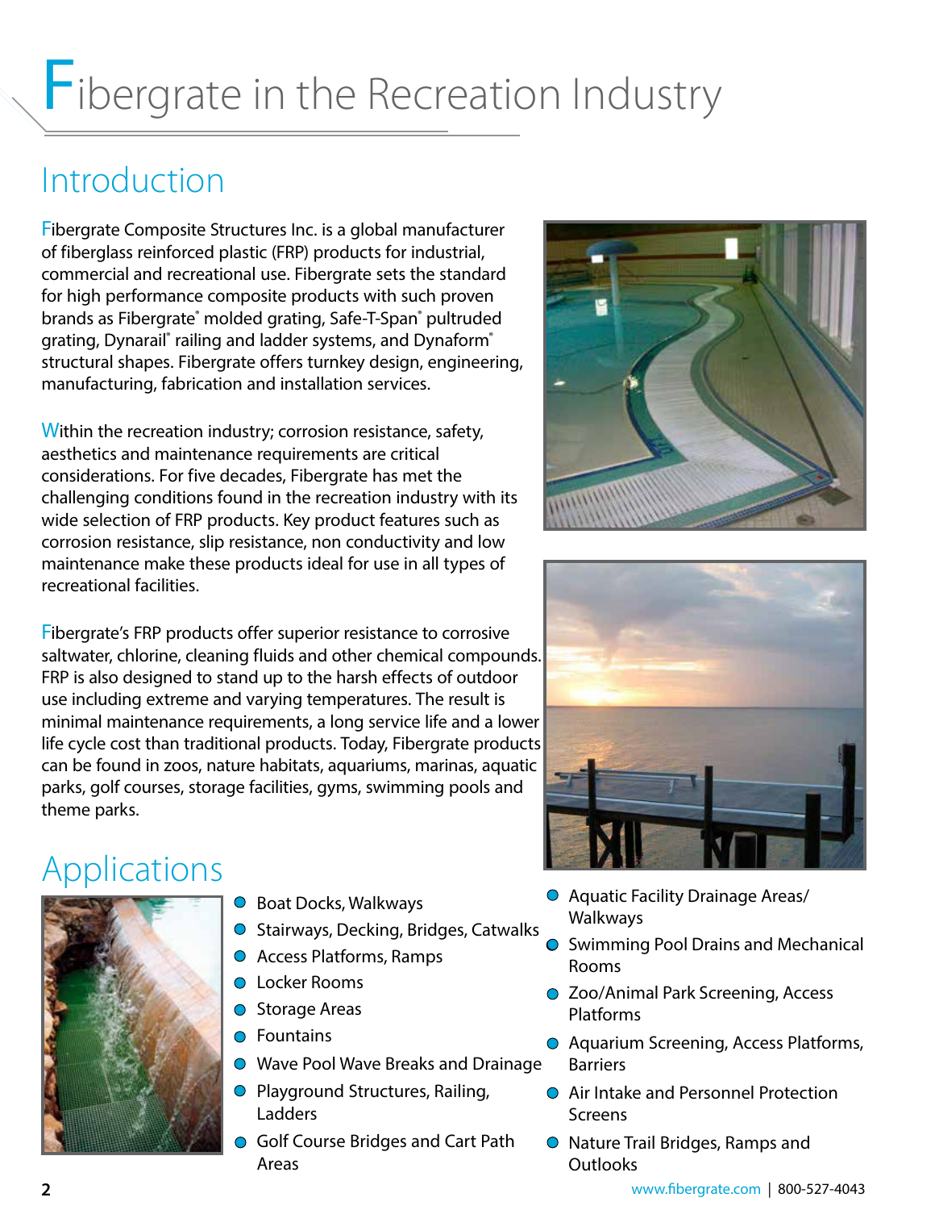# Fibergrate in the Recreation Industry

## Introduction

Fibergrate Composite Structures Inc. is a global manufacturer of fiberglass reinforced plastic (FRP) products for industrial, commercial and recreational use. Fibergrate sets the standard for high performance composite products with such proven brands as Fibergrate® molded grating, Safe-T-Span® pultruded grating, Dynarail® railing and ladder systems, and Dynaform® structural shapes. Fibergrate offers turnkey design, engineering, manufacturing, fabrication and installation services.

Within the recreation industry; corrosion resistance, safety, aesthetics and maintenance requirements are critical considerations. For five decades, Fibergrate has met the challenging conditions found in the recreation industry with its wide selection of FRP products. Key product features such as corrosion resistance, slip resistance, non conductivity and low maintenance make these products ideal for use in all types of recreational facilities.

Fibergrate's FRP products offer superior resistance to corrosive saltwater, chlorine, cleaning fluids and other chemical compounds. FRP is also designed to stand up to the harsh effects of outdoor use including extreme and varying temperatures. The result is minimal maintenance requirements, a long service life and a lower life cycle cost than traditional products. Today, Fibergrate products can be found in zoos, nature habitats, aquariums, marinas, aquatic parks, golf courses, storage facilities, gyms, swimming pools and theme parks.

## Applications

- Boat Docks, Walkways
- Stairways, Decking, Bridges, Catwalks
- Access Platforms, Ramps
- Locker Rooms
- Storage Areas
- Fountains
- Wave Pool Wave Breaks and Drainage
- Playground Structures, Railing, Ladders
- Golf Course Bridges and Cart Path Areas
- Aquatic Facility Drainage Areas/ Walkways
- Swimming Pool Drains and Mechanical Rooms
- Zoo/Animal Park Screening, Access Platforms
- Aquarium Screening, Access Platforms, Barriers
- Air Intake and Personnel Protection Screens
- Nature Trail Bridges, Ramps and Outlooks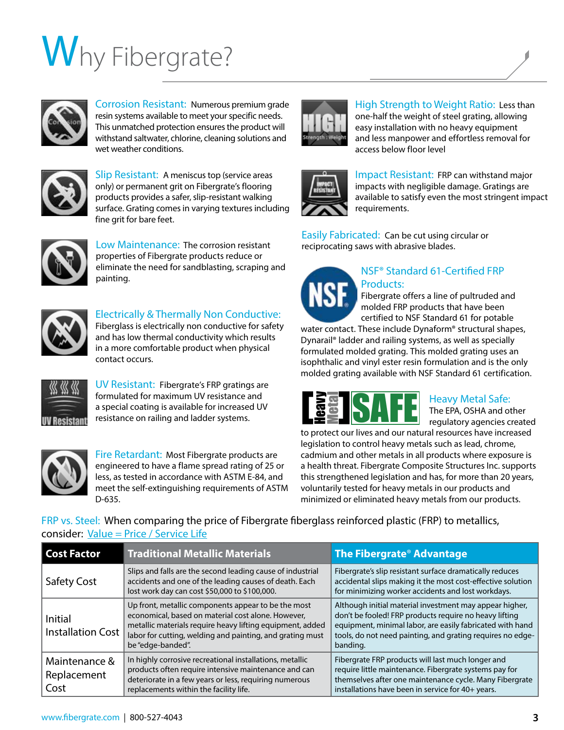# Why Fibergrate?

**Corrosion Resistant:** Numerous premium grade resin systems available to meet your specific needs. This unmatched protection ensures the product will withstand saltwater, chlorine, cleaning solutions and wet weather conditions.

**Slip Resistant:** A meniscus top (service areas only) or permanent grit on Fibergrate's flooring products provides a safer, slip-resistant walking surface. Grating comes in varying textures including fine grit for bare feet.

**Low Maintenance:** The corrosion resistant properties of Fibergrate products reduce or eliminate the need for sandblasting, scraping and painting.

**Electrically & Thermally Non Conductive:** Fiberglass is electrically non conductive for safety and has low thermal conductivity which results in a more comfortable product when physical contact occurs.

**UV Resistant:** Fibergrate's FRP gratings are formulated for maximum UV resistance and a special coating is available for increased UV resistance on railing and ladder systems.

**Fire Retardant:** Most Fibergrate products are engineered to have a flame spread rating of 25 or less, as tested in accordance with ASTM E-84, and meet the self-extinguishing requirements of ASTM D-635.

**High Strength to Weight Ratio:** Less than one-half the weight of steel grating, allowing easy installation with no heavy equipment and less manpower and effortless removal for access below floor level

**Impact Resistant:** FRP can withstand major impacts with negligible damage. Gratings are available to satisfy even the most stringent impact requirements.

**Easily Fabricated:** Can be cut using circular or reciprocating saws with abrasive blades.

**NSF® Standard 61-Certified FRP Products:** Fibergrate offers a line of pultruded and molded FRP products that have been certified to NSF Standard 61 for potable water contact. These include Dynaform® structural shapes, Dynarail® ladder and railing systems, as well as specially formulated molded grating. This molded grating uses an isophthalic and vinyl ester resin formulation and is the only molded grating available with NSF Standard 61 certification.

**Heavy Metal Safe:** The EPA, OSHA and other regulatory agencies created to protect our lives and our natural resources have increased legislation to control heavy metals such as lead, chrome, cadmium and other metals in all products where exposure is a health threat. Fibergrate Composite Structures Inc. supports this strengthened legislation and has, for more than 20 years, voluntarily tested for heavy metals in our products and minimized or eliminated heavy metals from our products.

**FRP vs. Steel:** When comparing the price of Fibergrate fiberglass reinforced plastic (FRP) to metallics, consider: Value = Price / Service Life

| Cost Factor | Traditional Metallic Materials | The Fibergrate® Advantage |
|---|---|---|
| Safety Cost | Slips and falls are the second leading cause of industrial accidents and one of the leading causes of death. Each lost work day can cost $50,000 to $100,000. | Fibergrate's slip resistant surface dramatically reduces accidental slips making it the most cost-effective solution for minimizing worker accidents and lost workdays. |
| Initial Installation Cost | Up front, metallic components appear to be the most economical, based on material cost alone. However, metallic materials require heavy lifting equipment, added labor for cutting, welding and painting, and grating must be "edge-banded". | Although initial material investment may appear higher, don't be fooled! FRP products require no heavy lifting equipment, minimal labor, are easily fabricated with hand tools, do not need painting, and grating requires no edge-banding. |
| Maintenance & Replacement Cost | In highly corrosive recreational installations, metallic products often require intensive maintenance and can deteriorate in a few years or less, requiring numerous replacements within the facility life. | Fibergrate FRP products will last much longer and require little maintenance. Fibergrate systems pay for themselves after one maintenance cycle. Many Fibergrate installations have been in service for 40+ years. |

www.fibergrate.com | 800-527-4043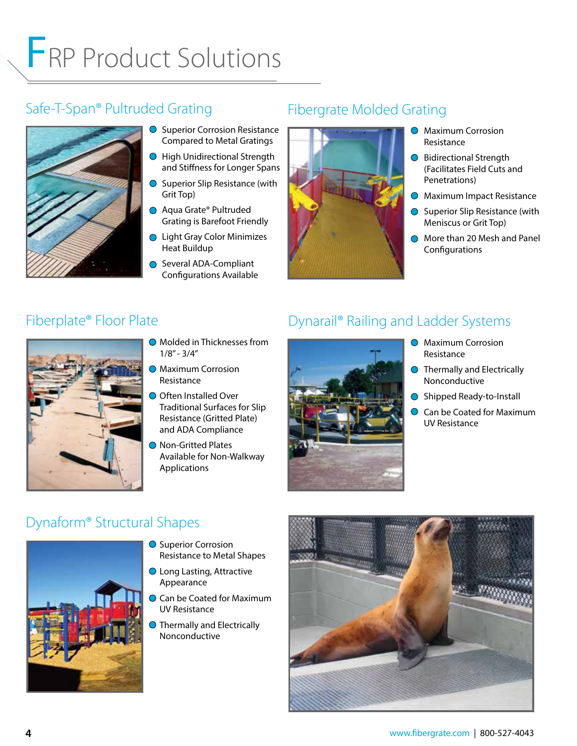# FRP Product Solutions

## Safe-T-Span® Pultruded Grating

- Superior Corrosion Resistance Compared to Metal Gratings
- High Unidirectional Strength and Stiffness for Longer Spans
- Superior Slip Resistance (with Grit Top)
- Aqua Grate® Pultruded Grating is Barefoot Friendly
- Light Gray Color Minimizes Heat Buildup
- Several ADA-Compliant Configurations Available

## Fibergrate Molded Grating

- Maximum Corrosion Resistance
- Bidirectional Strength (Facilitates Field Cuts and Penetrations)
- Maximum Impact Resistance
- Superior Slip Resistance (with Meniscus or Grit Top)
- More than 20 Mesh and Panel Configurations

## Fiberplate® Floor Plate

- Molded in Thicknesses from 1/8" - 3/4"
- Maximum Corrosion Resistance
- Often Installed Over Traditional Surfaces for Slip Resistance (Gritted Plate) and ADA Compliance
- Non-Gritted Plates Available for Non-Walkway Applications

## Dynarail® Railing and Ladder Systems

- Maximum Corrosion Resistance
- Thermally and Electrically Nonconductive
- Shipped Ready-to-Install
- Can be Coated for Maximum UV Resistance

## Dynaform® Structural Shapes

- Superior Corrosion Resistance to Metal Shapes
- Long Lasting, Attractive Appearance
- Can be Coated for Maximum UV Resistance
- Thermally and Electrically Nonconductive

www.fibergrate.com | 800-527-4043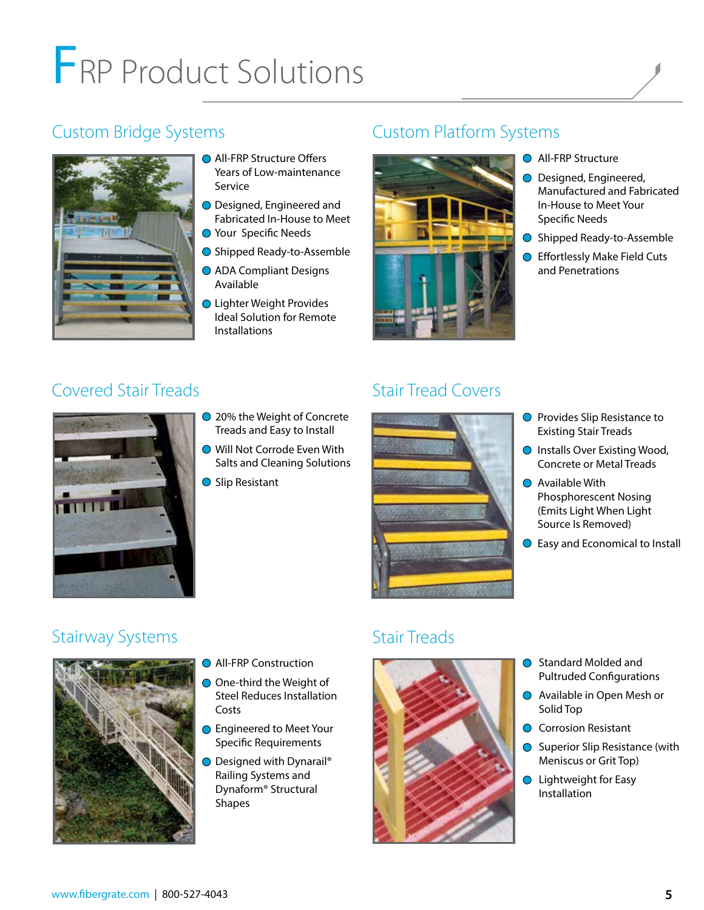# FRP Product Solutions

## Custom Bridge Systems

- All-FRP Structure Offers Years of Low-maintenance Service
- Designed, Engineered and Fabricated In-House to Meet Your Specific Needs
- Shipped Ready-to-Assemble
- ADA Compliant Designs Available
- Lighter Weight Provides Ideal Solution for Remote Installations

## Custom Platform Systems

- All-FRP Structure
- Designed, Engineered, Manufactured and Fabricated In-House to Meet Your Specific Needs
- Shipped Ready-to-Assemble
- Effortlessly Make Field Cuts and Penetrations

## Covered Stair Treads

- 20% the Weight of Concrete Treads and Easy to Install
- Will Not Corrode Even With Salts and Cleaning Solutions
- Slip Resistant

## Stair Tread Covers

- Provides Slip Resistance to Existing Stair Treads
- Installs Over Existing Wood, Concrete or Metal Treads
- Available With Phosphorescent Nosing (Emits Light When Light Source Is Removed)
- Easy and Economical to Install

## Stairway Systems

- All-FRP Construction
- One-third the Weight of Steel Reduces Installation Costs
- Engineered to Meet Your Specific Requirements
- Designed with Dynarail® Railing Systems and Dynaform® Structural Shapes

## Stair Treads

- Standard Molded and Pultruded Configurations
- Available in Open Mesh or Solid Top
- Corrosion Resistant
- Superior Slip Resistance (with Meniscus or Grit Top)
- Lightweight for Easy Installation

www.fibergrate.com | 800-527-4043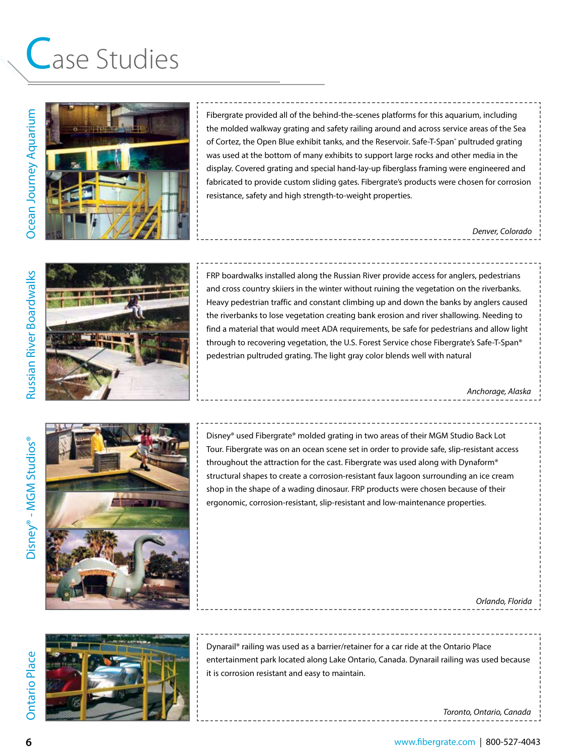# Case Studies

## Ocean Journey Aquarium

Fibergrate provided all of the behind-the-scenes platforms for this aquarium, including the molded walkway grating and safety railing around and across service areas of the Sea of Cortez, the Open Blue exhibit tanks, and the Reservoir. Safe-T-Span® pultruded grating was used at the bottom of many exhibits to support large rocks and other media in the display. Covered grating and special hand-lay-up fiberglass framing were engineered and fabricated to provide custom sliding gates. Fibergrate's products were chosen for corrosion resistance, safety and high strength-to-weight properties.

*Denver, Colorado*

## Russian River Boardwalks

FRP boardwalks installed along the Russian River provide access for anglers, pedestrians and cross country skiiers in the winter without ruining the vegetation on the riverbanks. Heavy pedestrian traffic and constant climbing up and down the banks by anglers caused the riverbanks to lose vegetation creating bank erosion and river shallowing. Needing to find a material that would meet ADA requirements, be safe for pedestrians and allow light through to recovering vegetation, the U.S. Forest Service chose Fibergrate's Safe-T-Span® pedestrian pultruded grating. The light gray color blends well with natural

*Anchorage, Alaska*

## Disney® - MGM Studios®

Disney® used Fibergrate® molded grating in two areas of their MGM Studio Back Lot Tour. Fibergrate was on an ocean scene set in order to provide safe, slip-resistant access throughout the attraction for the cast. Fibergrate was used along with Dynaform® structural shapes to create a corrosion-resistant faux lagoon surrounding an ice cream shop in the shape of a wading dinosaur. FRP products were chosen because of their ergonomic, corrosion-resistant, slip-resistant and low-maintenance properties.

*Orlando, Florida*

## Ontario Place

Dynarail® railing was used as a barrier/retainer for a car ride at the Ontario Place entertainment park located along Lake Ontario, Canada. Dynarail railing was used because it is corrosion resistant and easy to maintain.

*Toronto, Ontario, Canada*

www.fibergrate.com | 800-527-4043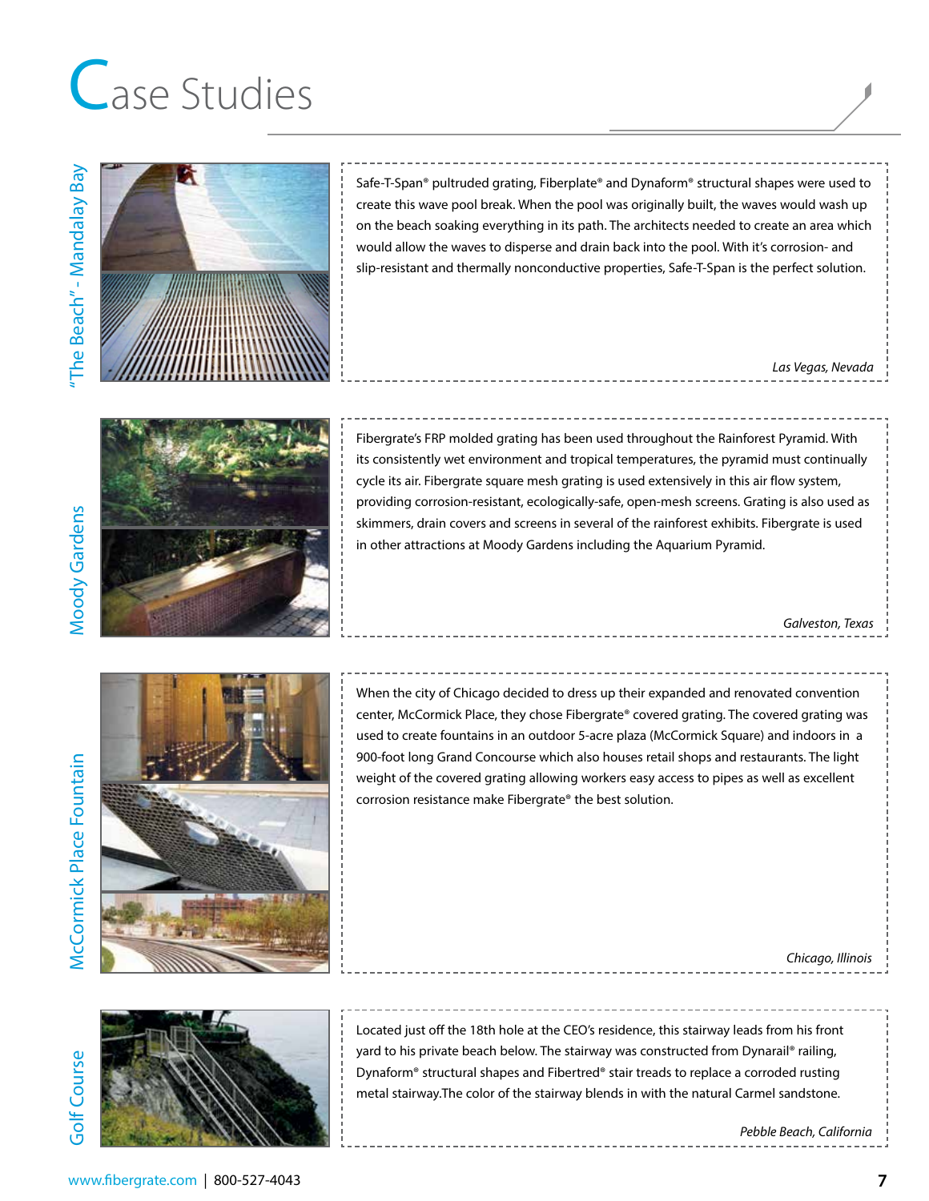# Case Studies

## "The Beach" - Mandalay Bay

Safe-T-Span® pultruded grating, Fiberplate® and Dynaform® structural shapes were used to create this wave pool break. When the pool was originally built, the waves would wash up on the beach soaking everything in its path. The architects needed to create an area which would allow the waves to disperse and drain back into the pool. With it's corrosion- and slip-resistant and thermally nonconductive properties, Safe-T-Span is the perfect solution.

*Las Vegas, Nevada*

## Moody Gardens

Fibergrate's FRP molded grating has been used throughout the Rainforest Pyramid. With its consistently wet environment and tropical temperatures, the pyramid must continually cycle its air. Fibergrate square mesh grating is used extensively in this air flow system, providing corrosion-resistant, ecologically-safe, open-mesh screens. Grating is also used as skimmers, drain covers and screens in several of the rainforest exhibits. Fibergrate is used in other attractions at Moody Gardens including the Aquarium Pyramid.

*Galveston, Texas*

## McCormick Place Fountain

When the city of Chicago decided to dress up their expanded and renovated convention center, McCormick Place, they chose Fibergrate® covered grating. The covered grating was used to create fountains in an outdoor 5-acre plaza (McCormick Square) and indoors in a 900-foot long Grand Concourse which also houses retail shops and restaurants. The light weight of the covered grating allowing workers easy access to pipes as well as excellent corrosion resistance make Fibergrate® the best solution.

*Chicago, Illinois*

## Golf Course

Located just off the 18th hole at the CEO's residence, this stairway leads from his front yard to his private beach below. The stairway was constructed from Dynarail® railing, Dynaform® structural shapes and Fibertred® stair treads to replace a corroded rusting metal stairway.The color of the stairway blends in with the natural Carmel sandstone.

*Pebble Beach, California*

www.fibergrate.com | 800-527-4043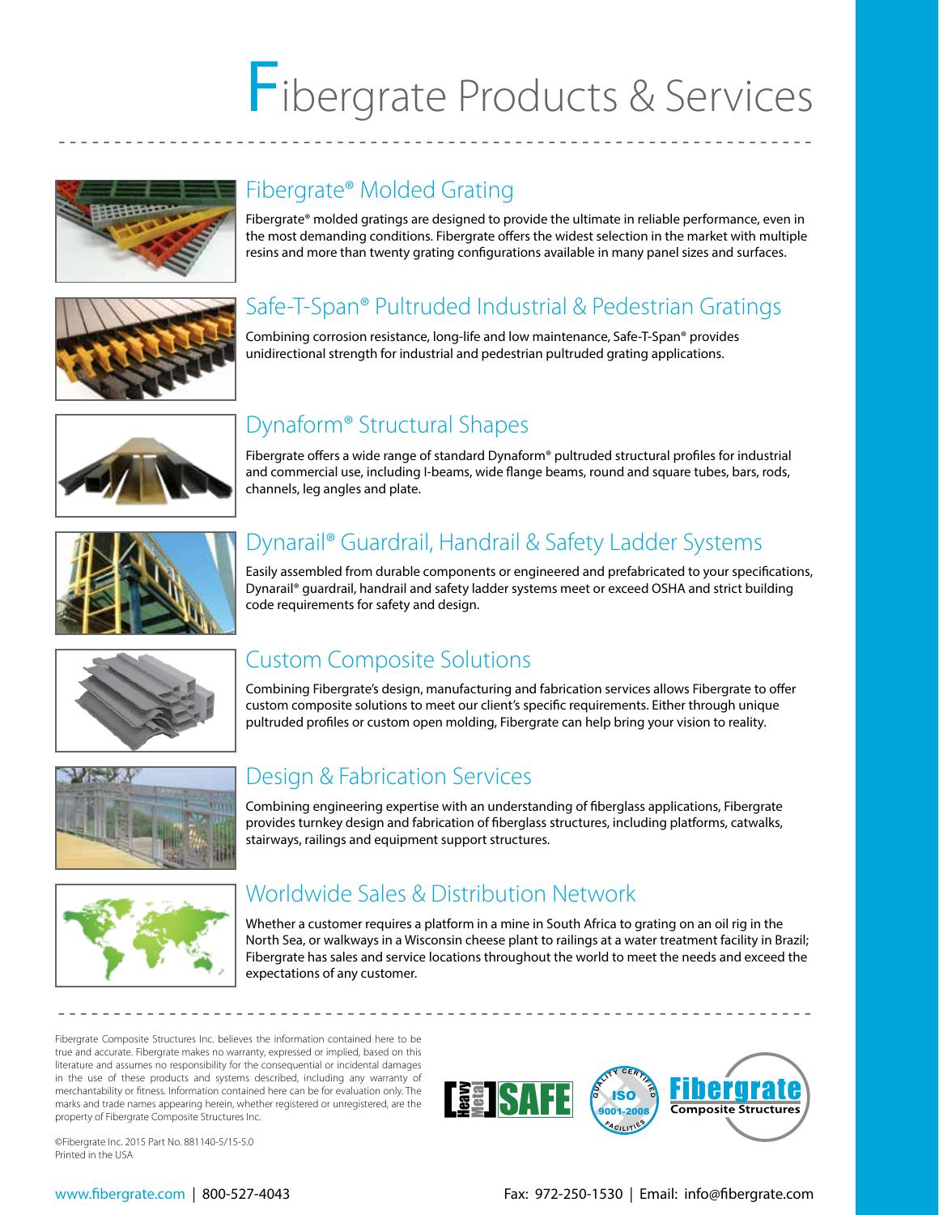# Fibergrate Products & Services

## Fibergrate® Molded Grating

Fibergrate® molded gratings are designed to provide the ultimate in reliable performance, even in the most demanding conditions. Fibergrate offers the widest selection in the market with multiple resins and more than twenty grating configurations available in many panel sizes and surfaces.

## Safe-T-Span® Pultruded Industrial & Pedestrian Gratings

Combining corrosion resistance, long-life and low maintenance, Safe-T-Span® provides unidirectional strength for industrial and pedestrian pultruded grating applications.

## Dynaform® Structural Shapes

Fibergrate offers a wide range of standard Dynaform® pultruded structural profiles for industrial and commercial use, including I-beams, wide flange beams, round and square tubes, bars, rods, channels, leg angles and plate.

## Dynarail® Guardrail, Handrail & Safety Ladder Systems

Easily assembled from durable components or engineered and prefabricated to your specifications, Dynarail® guardrail, handrail and safety ladder systems meet or exceed OSHA and strict building code requirements for safety and design.

## Custom Composite Solutions

Combining Fibergrate's design, manufacturing and fabrication services allows Fibergrate to offer custom composite solutions to meet our client's specific requirements. Either through unique pultruded profiles or custom open molding, Fibergrate can help bring your vision to reality.

## Design & Fabrication Services

Combining engineering expertise with an understanding of fiberglass applications, Fibergrate provides turnkey design and fabrication of fiberglass structures, including platforms, catwalks, stairways, railings and equipment support structures.

## Worldwide Sales & Distribution Network

Whether a customer requires a platform in a mine in South Africa to grating on an oil rig in the North Sea, or walkways in a Wisconsin cheese plant to railings at a water treatment facility in Brazil; Fibergrate has sales and service locations throughout the world to meet the needs and exceed the expectations of any customer.

---

Fibergrate Composite Structures Inc. believes the information contained here to be true and accurate. Fibergrate makes no warranty, expressed or implied, based on this literature and assumes no responsibility for the consequential or incidental damages in the use of these products and systems described, including any warranty of merchantability or fitness. Information contained here can be for evaluation only. The marks and trade names appearing herein, whether registered or unregistered, are the property of Fibergrate Composite Structures Inc.

©Fibergrate Inc. 2015 Part No. 881140-5/15-5.0
Printed in the USA

Heavy Metal SAFE

Quality Certified ISO 9001-2008 Facilities

Fibergrate Composite Structures

www.fibergrate.com | 800-527-4043

Fax: 972-250-1530 | Email: info@fibergrate.com